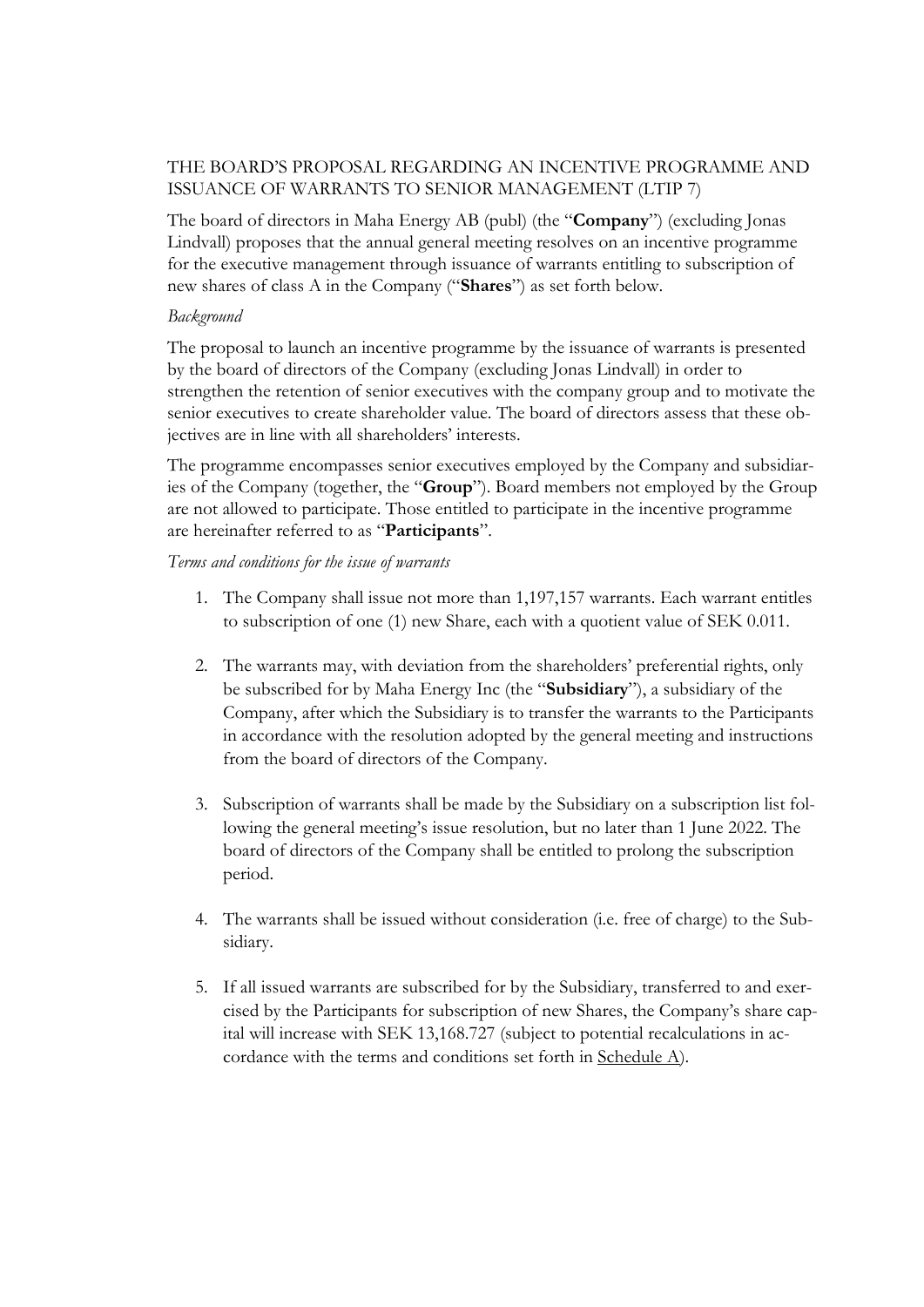# THE BOARD'S PROPOSAL REGARDING AN INCENTIVE PROGRAMME AND ISSUANCE OF WARRANTS TO SENIOR MANAGEMENT (LTIP 7)

The board of directors in Maha Energy AB (publ) (the "**Company**") (excluding Jonas Lindvall) proposes that the annual general meeting resolves on an incentive programme for the executive management through issuance of warrants entitling to subscription of new shares of class A in the Company ("**Shares**") as set forth below.

*Background*

The proposal to launch an incentive programme by the issuance of warrants is presented by the board of directors of the Company (excluding Jonas Lindvall) in order to strengthen the retention of senior executives with the company group and to motivate the senior executives to create shareholder value. The board of directors assess that these objectives are in line with all shareholders' interests.

The programme encompasses senior executives employed by the Company and subsidiaries of the Company (together, the "**Group**"). Board members not employed by the Group are not allowed to participate. Those entitled to participate in the incentive programme are hereinafter referred to as "**Participants**".

*Terms and conditions for the issue of warrants*

1. The Company shall issue not more than 1,197,157 warrants. Each warrant entitles to subscription of one (1) new Share, each with a quotient value of SEK 0.011.

2. The warrants may, with deviation from the shareholders' preferential rights, only be subscribed for by Maha Energy Inc (the "**Subsidiary**"), a subsidiary of the Company, after which the Subsidiary is to transfer the warrants to the Participants in accordance with the resolution adopted by the general meeting and instructions from the board of directors of the Company.

3. Subscription of warrants shall be made by the Subsidiary on a subscription list following the general meeting's issue resolution, but no later than 1 June 2022. The board of directors of the Company shall be entitled to prolong the subscription period.

4. The warrants shall be issued without consideration (i.e. free of charge) to the Subsidiary.

5. If all issued warrants are subscribed for by the Subsidiary, transferred to and exercised by the Participants for subscription of new Shares, the Company's share capital will increase with SEK 13,168.727 (subject to potential recalculations in accordance with the terms and conditions set forth in Schedule A).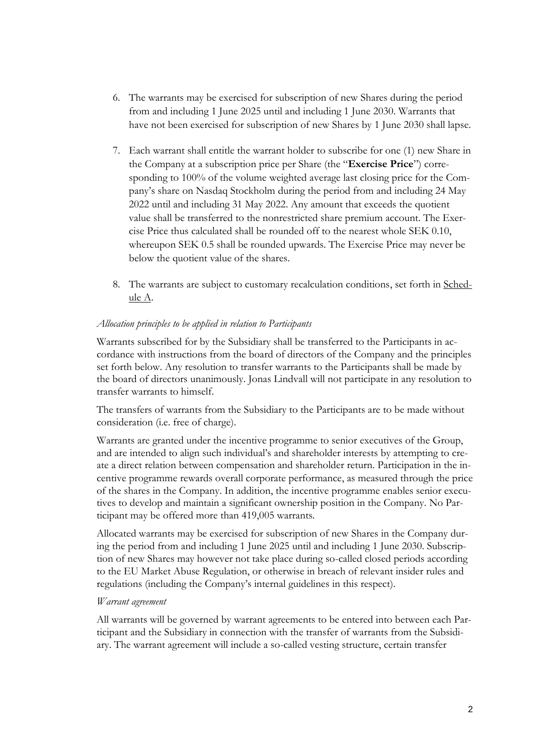6. The warrants may be exercised for subscription of new Shares during the period from and including 1 June 2025 until and including 1 June 2030. Warrants that have not been exercised for subscription of new Shares by 1 June 2030 shall lapse.

7. Each warrant shall entitle the warrant holder to subscribe for one (1) new Share in the Company at a subscription price per Share (the "**Exercise Price**") corresponding to 100% of the volume weighted average last closing price for the Company's share on Nasdaq Stockholm during the period from and including 24 May 2022 until and including 31 May 2022. Any amount that exceeds the quotient value shall be transferred to the nonrestricted share premium account. The Exercise Price thus calculated shall be rounded off to the nearest whole SEK 0.10, whereupon SEK 0.5 shall be rounded upwards. The Exercise Price may never be below the quotient value of the shares.

8. The warrants are subject to customary recalculation conditions, set forth in Schedule A.

*Allocation principles to be applied in relation to Participants*

Warrants subscribed for by the Subsidiary shall be transferred to the Participants in accordance with instructions from the board of directors of the Company and the principles set forth below. Any resolution to transfer warrants to the Participants shall be made by the board of directors unanimously. Jonas Lindvall will not participate in any resolution to transfer warrants to himself.

The transfers of warrants from the Subsidiary to the Participants are to be made without consideration (i.e. free of charge).

Warrants are granted under the incentive programme to senior executives of the Group, and are intended to align such individual's and shareholder interests by attempting to create a direct relation between compensation and shareholder return. Participation in the incentive programme rewards overall corporate performance, as measured through the price of the shares in the Company. In addition, the incentive programme enables senior executives to develop and maintain a significant ownership position in the Company. No Participant may be offered more than 419,005 warrants.

Allocated warrants may be exercised for subscription of new Shares in the Company during the period from and including 1 June 2025 until and including 1 June 2030. Subscription of new Shares may however not take place during so-called closed periods according to the EU Market Abuse Regulation, or otherwise in breach of relevant insider rules and regulations (including the Company's internal guidelines in this respect).

*Warrant agreement*

All warrants will be governed by warrant agreements to be entered into between each Participant and the Subsidiary in connection with the transfer of warrants from the Subsidiary. The warrant agreement will include a so-called vesting structure, certain transfer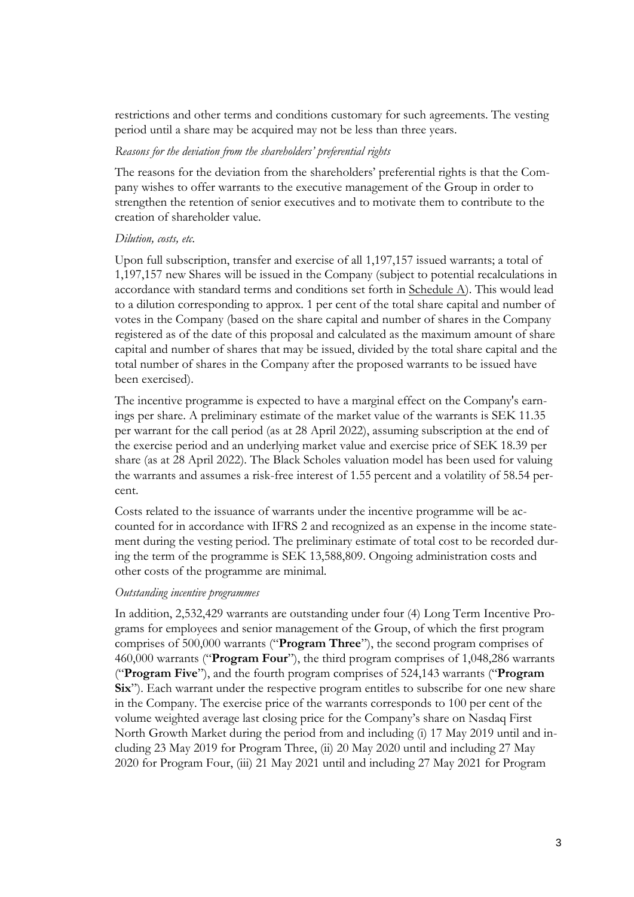restrictions and other terms and conditions customary for such agreements. The vesting period until a share may be acquired may not be less than three years.

*Reasons for the deviation from the shareholders' preferential rights*

The reasons for the deviation from the shareholders' preferential rights is that the Company wishes to offer warrants to the executive management of the Group in order to strengthen the retention of senior executives and to motivate them to contribute to the creation of shareholder value.

*Dilution, costs, etc.*

Upon full subscription, transfer and exercise of all 1,197,157 issued warrants; a total of 1,197,157 new Shares will be issued in the Company (subject to potential recalculations in accordance with standard terms and conditions set forth in Schedule A). This would lead to a dilution corresponding to approx. 1 per cent of the total share capital and number of votes in the Company (based on the share capital and number of shares in the Company registered as of the date of this proposal and calculated as the maximum amount of share capital and number of shares that may be issued, divided by the total share capital and the total number of shares in the Company after the proposed warrants to be issued have been exercised).

The incentive programme is expected to have a marginal effect on the Company's earnings per share. A preliminary estimate of the market value of the warrants is SEK 11.35 per warrant for the call period (as at 28 April 2022), assuming subscription at the end of the exercise period and an underlying market value and exercise price of SEK 18.39 per share (as at 28 April 2022). The Black Scholes valuation model has been used for valuing the warrants and assumes a risk-free interest of 1.55 percent and a volatility of 58.54 percent.

Costs related to the issuance of warrants under the incentive programme will be accounted for in accordance with IFRS 2 and recognized as an expense in the income statement during the vesting period. The preliminary estimate of total cost to be recorded during the term of the programme is SEK 13,588,809. Ongoing administration costs and other costs of the programme are minimal.

*Outstanding incentive programmes*

In addition, 2,532,429 warrants are outstanding under four (4) Long Term Incentive Programs for employees and senior management of the Group, of which the first program comprises of 500,000 warrants ("**Program Three**"), the second program comprises of 460,000 warrants ("**Program Four**"), the third program comprises of 1,048,286 warrants ("**Program Five**"), and the fourth program comprises of 524,143 warrants ("**Program Six**"). Each warrant under the respective program entitles to subscribe for one new share in the Company. The exercise price of the warrants corresponds to 100 per cent of the volume weighted average last closing price for the Company's share on Nasdaq First North Growth Market during the period from and including (i) 17 May 2019 until and including 23 May 2019 for Program Three, (ii) 20 May 2020 until and including 27 May 2020 for Program Four, (iii) 21 May 2021 until and including 27 May 2021 for Program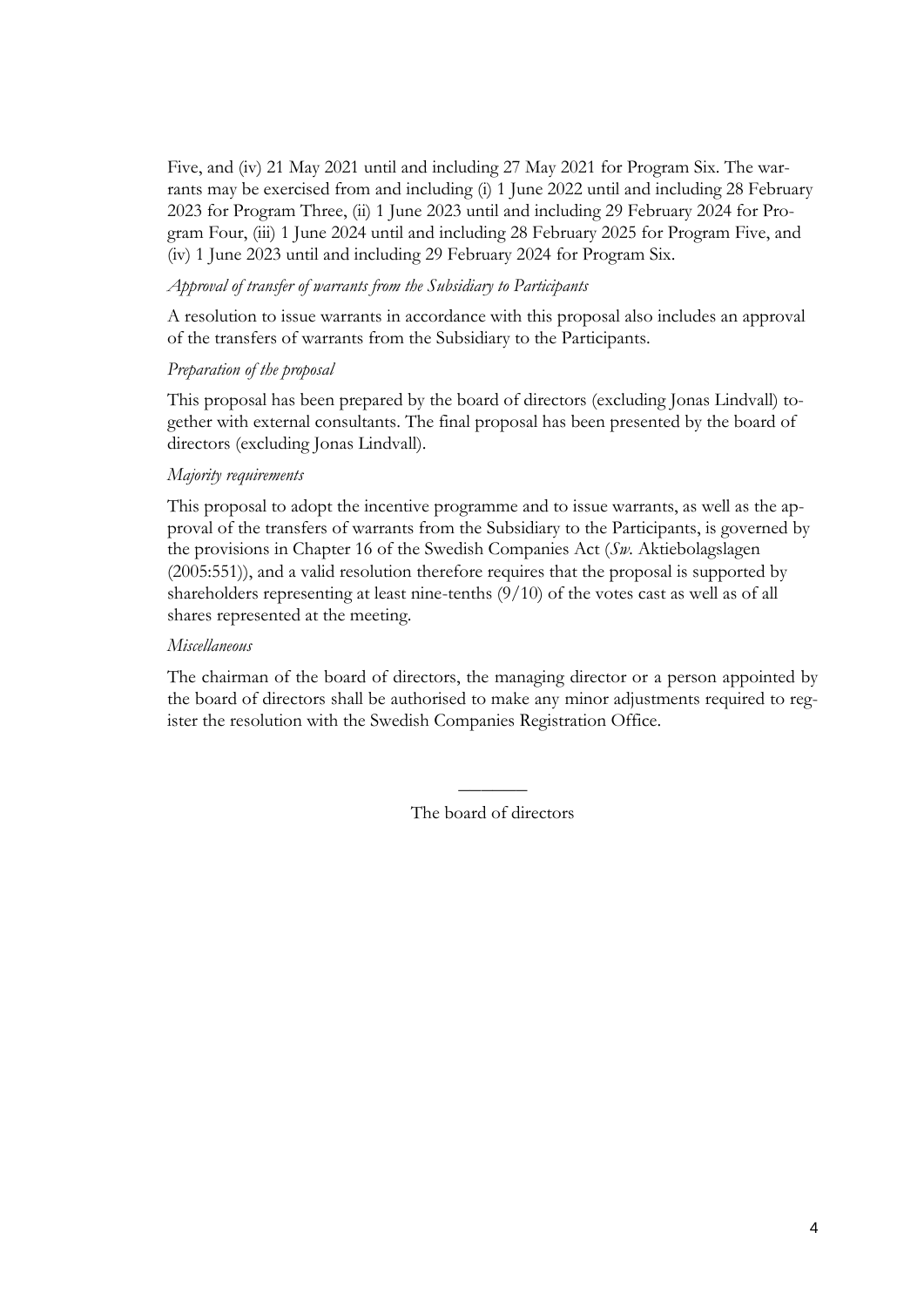Five, and (iv) 21 May 2021 until and including 27 May 2021 for Program Six. The warrants may be exercised from and including (i) 1 June 2022 until and including 28 February 2023 for Program Three, (ii) 1 June 2023 until and including 29 February 2024 for Program Four, (iii) 1 June 2024 until and including 28 February 2025 for Program Five, and (iv) 1 June 2023 until and including 29 February 2024 for Program Six.

*Approval of transfer of warrants from the Subsidiary to Participants*

A resolution to issue warrants in accordance with this proposal also includes an approval of the transfers of warrants from the Subsidiary to the Participants.

*Preparation of the proposal*

This proposal has been prepared by the board of directors (excluding Jonas Lindvall) together with external consultants. The final proposal has been presented by the board of directors (excluding Jonas Lindvall).

*Majority requirements*

This proposal to adopt the incentive programme and to issue warrants, as well as the approval of the transfers of warrants from the Subsidiary to the Participants, is governed by the provisions in Chapter 16 of the Swedish Companies Act (*Sw.* Aktiebolagslagen (2005:551)), and a valid resolution therefore requires that the proposal is supported by shareholders representing at least nine-tenths (9/10) of the votes cast as well as of all shares represented at the meeting.

*Miscellaneous*

The chairman of the board of directors, the managing director or a person appointed by the board of directors shall be authorised to make any minor adjustments required to register the resolution with the Swedish Companies Registration Office.

\_\_\_\_\_\_\_

The board of directors